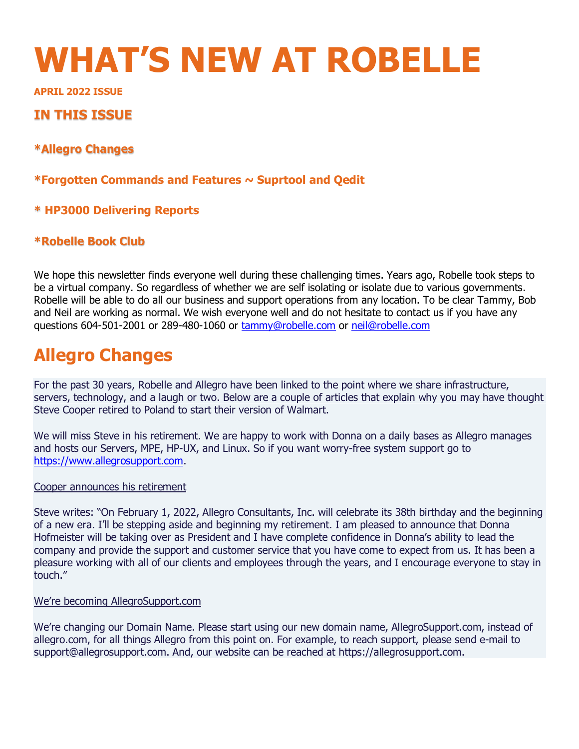# WHAT'S NEW AT ROBELLE

**APRIL 2022 ISSUE**

### IN THIS ISSUE

**\*Allegro Changes**

**\*Forgotten Commands and Features ~ Suprtool and Qedit**

**\* HP3000 Delivering Reports**

**\*Robelle Book Club**

We hope this newsletter finds everyone well during these challenging times. Years ago, Robelle took steps to be a virtual company. So regardless of whether we are self isolating or isolate due to various governments. Robelle will be able to do all our business and support operations from any location. To be clear Tammy, Bob and Neil are working as normal. We wish everyone well and do not hesitate to contact us if you have any questions 604-501-2001 or 289-480-1060 or tammy@robelle.com or neil@robelle.com

## Allegro Changes

For the past 30 years, Robelle and Allegro have been linked to the point where we share infrastructure, servers, technology, and a laugh or two. Below are a couple of articles that explain why you may have thought Steve Cooper retired to Poland to start their version of Walmart.

We will miss Steve in his retirement. We are happy to work with Donna on a daily bases as Allegro manages and hosts our Servers, MPE, HP-UX, and Linux. So if you want worry-free system support go to https://www.allegrosupport.com.

Cooper announces his retirement

Steve writes: "On February 1, 2022, Allegro Consultants, Inc. will celebrate its 38th birthday and the beginning of a new era. I'll be stepping aside and beginning my retirement. I am pleased to announce that Donna Hofmeister will be taking over as President and I have complete confidence in Donna's ability to lead the company and provide the support and customer service that you have come to expect from us. It has been a pleasure working with all of our clients and employees through the years, and I encourage everyone to stay in touch."

We're becoming AllegroSupport.com

We're changing our Domain Name. Please start using our new domain name, AllegroSupport.com, instead of allegro.com, for all things Allegro from this point on. For example, to reach support, please send e-mail to support@allegrosupport.com. And, our website can be reached at https://allegrosupport.com.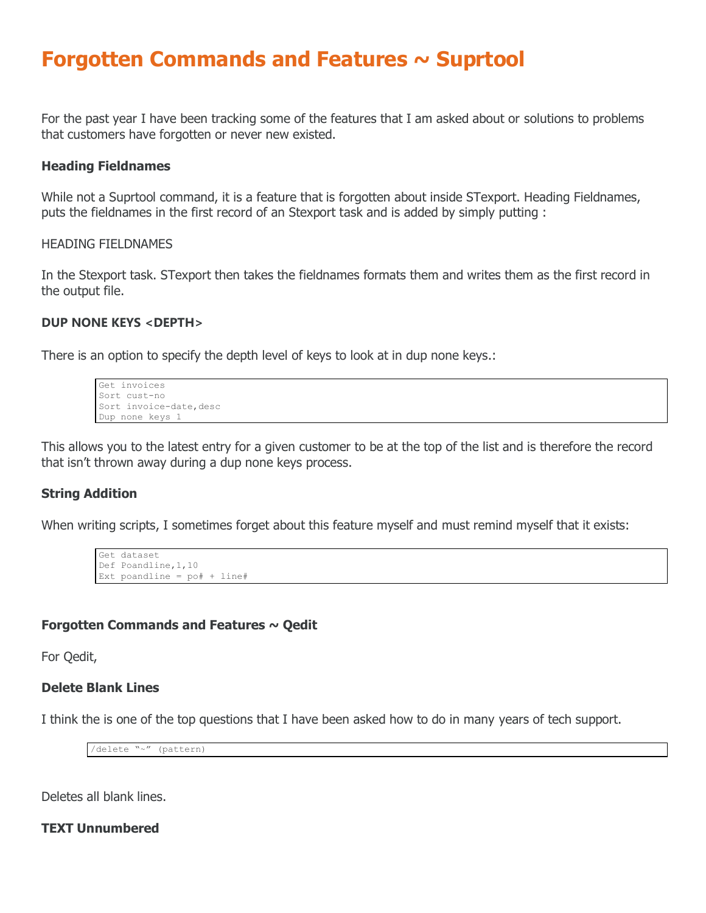# Forgotten Commands and Features ~ Suprtool

For the past year I have been tracking some of the features that I am asked about or solutions to problems that customers have forgotten or never new existed.

### Heading Fieldnames

While not a Suprtool command, it is a feature that is forgotten about inside STexport. Heading Fieldnames, puts the fieldnames in the first record of an Stexport task and is added by simply putting :

HEADING FIELDNAMES

In the Stexport task. STexport then takes the fieldnames formats them and writes them as the first record in the output file.

### DUP NONE KEYS <DEPTH>

There is an option to specify the depth level of keys to look at in dup none keys.:

```
Get invoices
Sort cust-no
Sort invoice-date,desc
Dup none keys 1
```

This allows you to the latest entry for a given customer to be at the top of the list and is therefore the record that isn't thrown away during a dup none keys process.

### String Addition

When writing scripts, I sometimes forget about this feature myself and must remind myself that it exists:

```
Get dataset
Def Poandline,1,10
Ext poandline = po# + line#
```

### Forgotten Commands and Features ~ Qedit

For Qedit,

### Delete Blank Lines

I think the is one of the top questions that I have been asked how to do in many years of tech support.

```
/delete "~" (pattern)
```

Deletes all blank lines.

### TEXT Unnumbered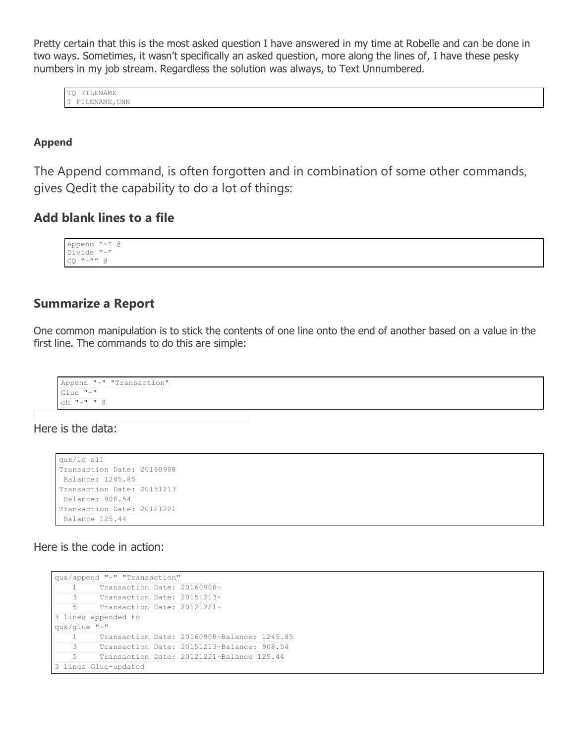Pretty certain that this is the most asked question I have answered in my time at Robelle and can be done in two ways. Sometimes, it wasn't specifically an asked question, more along the lines of, I have these pesky numbers in my job stream. Regardless the solution was always, to Text Unnumbered.

```
TQ FILENAME
T FILENAME,UNN
```

**Append**

The Append command, is often forgotten and in combination of some other commands, gives Qedit the capability to do a lot of things:

### Add blank lines to a file

```
Append "~" @
Divide "~"
CQ "~"" @
```

### Summarize a Report

One common manipulation is to stick the contents of one line onto the end of another based on a value in the first line. The commands to do this are simple:

```
Append "~" "Transaction"
Glue "~"
ch "~" " @
```

Here is the data:

```
qux/lq all
Transaction Date: 20160908
 Balance: 1245.85
Transaction Date: 20151213
 Balance: 908.54
Transaction Date: 20121221
 Balance 125.44
```

Here is the code in action:

```
qux/append "~" "Transaction"
    1     Transaction Date: 20160908~
    3     Transaction Date: 20151213~
    5     Transaction Date: 20121221~
3 lines appended to
qux/glue "~"
    1     Transaction Date: 20160908~Balance: 1245.85
    3     Transaction Date: 20151213~Balance: 908.54
    5     Transaction Date: 20121221~Balance 125.44
3 lines Glue-updated
```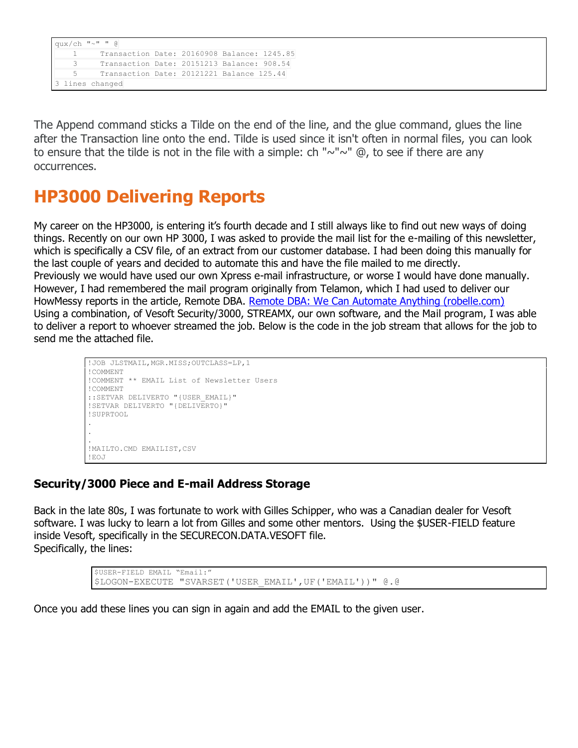```
qux/ch "~" " @
    1     Transaction Date: 20160908 Balance: 1245.85
    3     Transaction Date: 20151213 Balance: 908.54
    5     Transaction Date: 20121221 Balance 125.44
3 lines changed
```

The Append command sticks a Tilde on the end of the line, and the glue command, glues the line after the Transaction line onto the end. Tilde is used since it isn't often in normal files, you can look to ensure that the tilde is not in the file with a simple: ch "~"~" @, to see if there are any occurrences.

# HP3000 Delivering Reports

My career on the HP3000, is entering it's fourth decade and I still always like to find out new ways of doing things. Recently on our own HP 3000, I was asked to provide the mail list for the e-mailing of this newsletter, which is specifically a CSV file, of an extract from our customer database. I had been doing this manually for the last couple of years and decided to automate this and have the file mailed to me directly.
Previously we would have used our own Xpress e-mail infrastructure, or worse I would have done manually. However, I had remembered the mail program originally from Telamon, which I had used to deliver our HowMessy reports in the article, Remote DBA. [Remote DBA: We Can Automate Anything (robelle.com)](Remote DBA: We Can Automate Anything (robelle.com))
Using a combination, of Vesoft Security/3000, STREAMX, our own software, and the Mail program, I was able to deliver a report to whoever streamed the job. Below is the code in the job stream that allows for the job to send me the attached file.

```
!JOB JLSTMAIL,MGR.MISS;OUTCLASS=LP,1
!COMMENT
!COMMENT ** EMAIL List of Newsletter Users
!COMMENT
::SETVAR DELIVERTO "{USER_EMAIL}"
!SETVAR DELIVERTO "{DELIVERTO}"
!SUPRTOOL
.
.
.
!MAILTO.CMD EMAILIST,CSV
!EOJ
```

### Security/3000 Piece and E-mail Address Storage

Back in the late 80s, I was fortunate to work with Gilles Schipper, who was a Canadian dealer for Vesoft software. I was lucky to learn a lot from Gilles and some other mentors. Using the $USER-FIELD feature inside Vesoft, specifically in the SECURECON.DATA.VESOFT file.
Specifically, the lines:

```
$USER-FIELD EMAIL "Email:"
$LOGON-EXECUTE "SVARSET('USER_EMAIL',UF('EMAIL'))" @.@
```

Once you add these lines you can sign in again and add the EMAIL to the given user.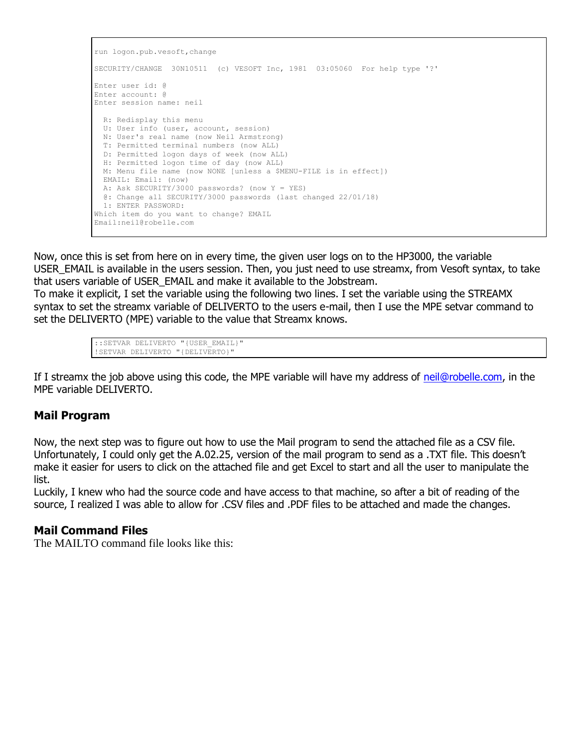```
run logon.pub.vesoft,change

SECURITY/CHANGE  30N10511  (c) VESOFT Inc, 1981  03:05060  For help type '?'

Enter user id: @
Enter account: @
Enter session name: neil

  R: Redisplay this menu
  U: User info (user, account, session)
  N: User's real name (now Neil Armstrong)
  T: Permitted terminal numbers (now ALL)
  D: Permitted logon days of week (now ALL)
  H: Permitted logon time of day (now ALL)
  M: Menu file name (now NONE [unless a $MENU-FILE is in effect])
  EMAIL: Email: (now)
  A: Ask SECURITY/3000 passwords? (now Y = YES)
  @: Change all SECURITY/3000 passwords (last changed 22/01/18)
  1: ENTER PASSWORD:
Which item do you want to change? EMAIL
Email:neil@robelle.com
```

Now, once this is set from here on in every time, the given user logs on to the HP3000, the variable USER_EMAIL is available in the users session. Then, you just need to use streamx, from Vesoft syntax, to take that users variable of USER_EMAIL and make it available to the Jobstream.

To make it explicit, I set the variable using the following two lines. I set the variable using the STREAMX syntax to set the streamx variable of DELIVERTO to the users e-mail, then I use the MPE setvar command to set the DELIVERTO (MPE) variable to the value that Streamx knows.

```
::SETVAR DELIVERTO "{USER_EMAIL}"
!SETVAR DELIVERTO "{DELIVERTO}"
```

If I streamx the job above using this code, the MPE variable will have my address of neil@robelle.com, in the MPE variable DELIVERTO.

## Mail Program

Now, the next step was to figure out how to use the Mail program to send the attached file as a CSV file. Unfortunately, I could only get the A.02.25, version of the mail program to send as a .TXT file. This doesn't make it easier for users to click on the attached file and get Excel to start and all the user to manipulate the list.

Luckily, I knew who had the source code and have access to that machine, so after a bit of reading of the source, I realized I was able to allow for .CSV files and .PDF files to be attached and made the changes.

## Mail Command Files

The MAILTO command file looks like this: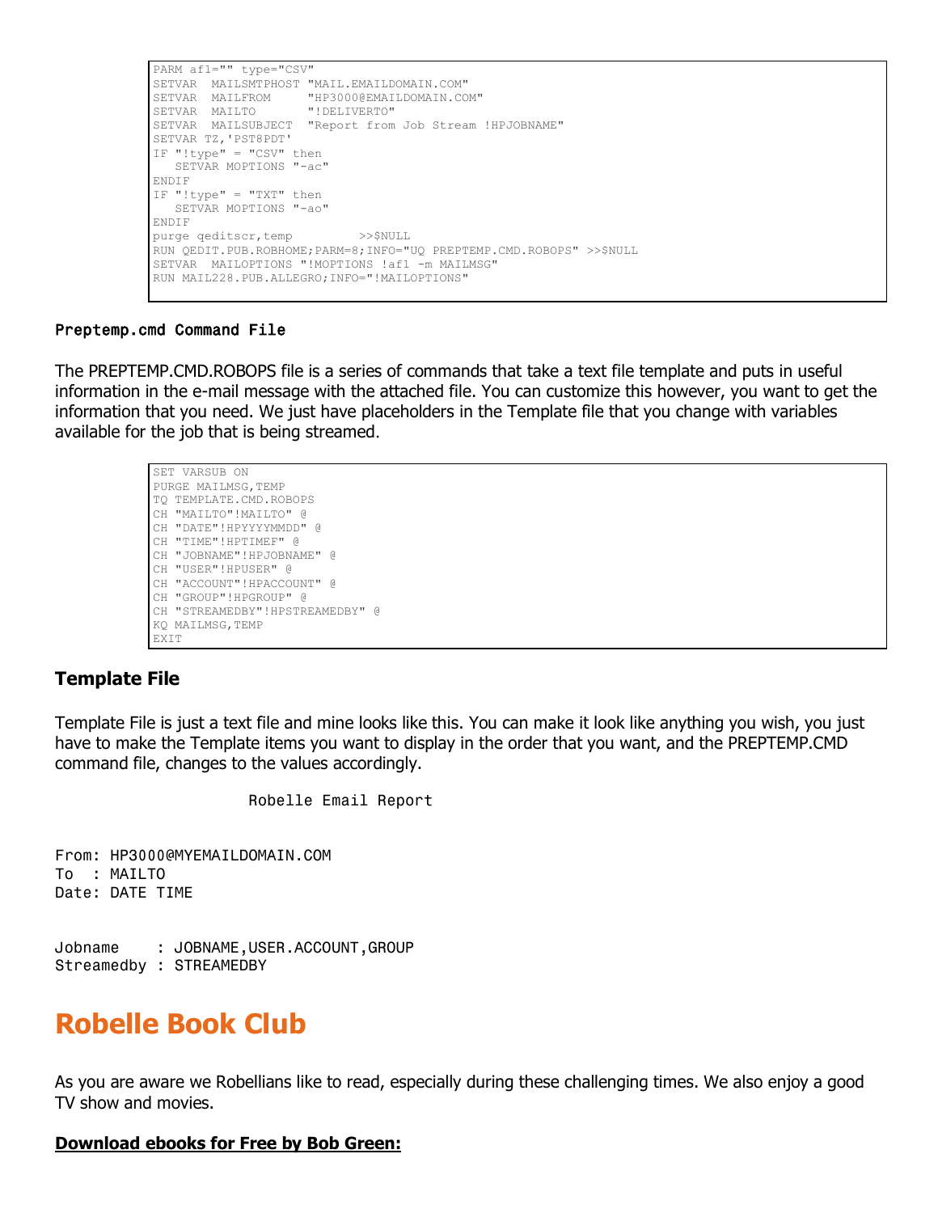```
PARM af1="" type="CSV"
SETVAR  MAILSMTPHOST "MAIL.EMAILDOMAIN.COM"
SETVAR  MAILFROM     "HP3000@EMAILDOMAIN.COM"
SETVAR  MAILTO       "!DELIVERTO"
SETVAR  MAILSUBJECT  "Report from Job Stream !HPJOBNAME"
SETVAR TZ,'PST8PDT'
IF "!type" = "CSV" then
   SETVAR MOPTIONS "-ac"
ENDIF
IF "!type" = "TXT" then
   SETVAR MOPTIONS "-ao"
ENDIF
purge qeditscr,temp         >>$NULL
RUN QEDIT.PUB.ROBHOME;PARM=8;INFO="UQ PREPTEMP.CMD.ROBOPS" >>$NULL
SETVAR  MAILOPTIONS "!MOPTIONS !af1 -m MAILMSG"
RUN MAIL228.PUB.ALLEGRO;INFO="!MAILOPTIONS"
```

#### `Preptemp.cmd` Command File

The PREPTEMP.CMD.ROBOPS file is a series of commands that take a text file template and puts in useful information in the e-mail message with the attached file. You can customize this however, you want to get the information that you need. We just have placeholders in the Template file that you change with variables available for the job that is being streamed.

```
SET VARSUB ON
PURGE MAILMSG,TEMP
TQ TEMPLATE.CMD.ROBOPS
CH "MAILTO"!MAILTO" @
CH "DATE"!HPYYYYMMDD" @
CH "TIME"!HPTIMEF" @
CH "JOBNAME"!HPJOBNAME" @
CH "USER"!HPUSER" @
CH "ACCOUNT"!HPACCOUNT" @
CH "GROUP"!HPGROUP" @
CH "STREAMEDBY"!HPSTREAMEDBY" @
KQ MAILMSG,TEMP
EXIT
```

### Template File

Template File is just a text file and mine looks like this. You can make it look like anything you wish, you just have to make the Template items you want to display in the order that you want, and the PREPTEMP.CMD command file, changes to the values accordingly.

```
                    Robelle Email Report


From: HP3000@MYEMAILDOMAIN.COM
To  : MAILTO
Date: DATE TIME


Jobname    : JOBNAME,USER.ACCOUNT,GROUP
Streamedby : STREAMEDBY
```

## Robelle Book Club

As you are aware we Robellians like to read, especially during these challenging times. We also enjoy a good TV show and movies.

**Download ebooks for Free by Bob Green:**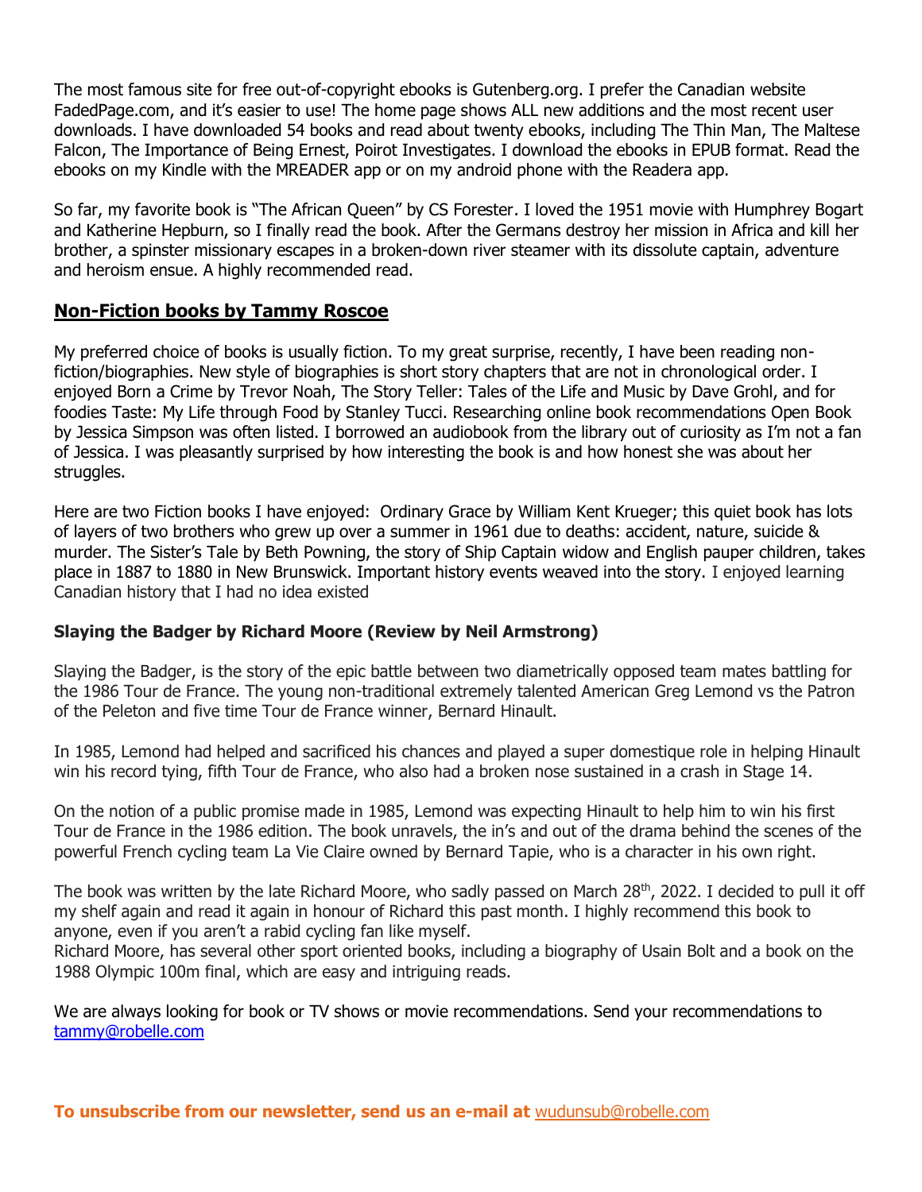The most famous site for free out-of-copyright ebooks is Gutenberg.org. I prefer the Canadian website FadedPage.com, and it's easier to use! The home page shows ALL new additions and the most recent user downloads. I have downloaded 54 books and read about twenty ebooks, including The Thin Man, The Maltese Falcon, The Importance of Being Ernest, Poirot Investigates. I download the ebooks in EPUB format. Read the ebooks on my Kindle with the MREADER app or on my android phone with the Readera app.

So far, my favorite book is "The African Queen" by CS Forester. I loved the 1951 movie with Humphrey Bogart and Katherine Hepburn, so I finally read the book. After the Germans destroy her mission in Africa and kill her brother, a spinster missionary escapes in a broken-down river steamer with its dissolute captain, adventure and heroism ensue. A highly recommended read.

## Non-Fiction books by Tammy Roscoe

My preferred choice of books is usually fiction. To my great surprise, recently, I have been reading non-fiction/biographies. New style of biographies is short story chapters that are not in chronological order. I enjoyed Born a Crime by Trevor Noah, The Story Teller: Tales of the Life and Music by Dave Grohl, and for foodies Taste: My Life through Food by Stanley Tucci. Researching online book recommendations Open Book by Jessica Simpson was often listed. I borrowed an audiobook from the library out of curiosity as I'm not a fan of Jessica. I was pleasantly surprised by how interesting the book is and how honest she was about her struggles.

Here are two Fiction books I have enjoyed: Ordinary Grace by William Kent Krueger; this quiet book has lots of layers of two brothers who grew up over a summer in 1961 due to deaths: accident, nature, suicide & murder. The Sister's Tale by Beth Powning, the story of Ship Captain widow and English pauper children, takes place in 1887 to 1880 in New Brunswick. Important history events weaved into the story. I enjoyed learning Canadian history that I had no idea existed

### Slaying the Badger by Richard Moore (Review by Neil Armstrong)

Slaying the Badger, is the story of the epic battle between two diametrically opposed team mates battling for the 1986 Tour de France. The young non-traditional extremely talented American Greg Lemond vs the Patron of the Peleton and five time Tour de France winner, Bernard Hinault.

In 1985, Lemond had helped and sacrificed his chances and played a super domestique role in helping Hinault win his record tying, fifth Tour de France, who also had a broken nose sustained in a crash in Stage 14.

On the notion of a public promise made in 1985, Lemond was expecting Hinault to help him to win his first Tour de France in the 1986 edition. The book unravels, the in's and out of the drama behind the scenes of the powerful French cycling team La Vie Claire owned by Bernard Tapie, who is a character in his own right.

The book was written by the late Richard Moore, who sadly passed on March 28th, 2022. I decided to pull it off my shelf again and read it again in honour of Richard this past month. I highly recommend this book to anyone, even if you aren't a rabid cycling fan like myself.
Richard Moore, has several other sport oriented books, including a biography of Usain Bolt and a book on the 1988 Olympic 100m final, which are easy and intriguing reads.

We are always looking for book or TV shows or movie recommendations. Send your recommendations to tammy@robelle.com

**To unsubscribe from our newsletter, send us an e-mail at** wudunsub@robelle.com